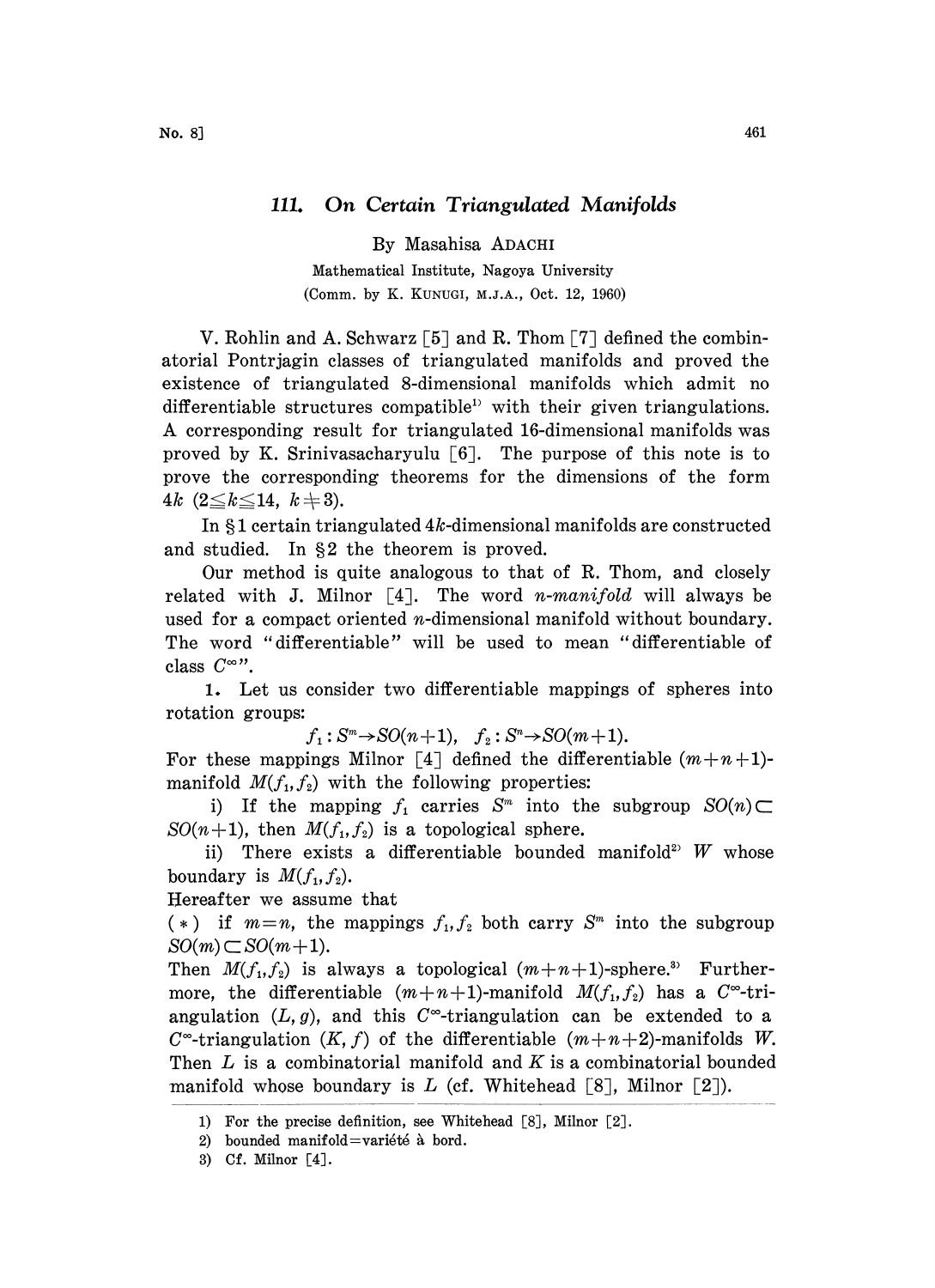## 111. On Certain Triangulated Manifolds

By Masahisa ADACHI

Mathematical Institute, Nagoya University

(Comm. by K. KUNUGI, M.J.A., Oct. 12, 1960)

V. Rohlin and A. Schwarz [5] and R. Thom [7] defined the combinatorial Pontrjagin classes of triangulated manifolds and proved the existence of triangulated 8-dimensional manifolds which admit no differentiable structures compatible[1] with their given triangulations. A corresponding result for triangulated 16-dimensional manifolds was proved by K. Srinivasacharyulu [6]. The purpose of this note is to prove the corresponding theorems for the dimensions of the form $4k$ $(2 \leqq k \leqq 14,\ k \neq 3)$.

In §1 certain triangulated $4k$-dimensional manifolds are constructed and studied. In §2 the theorem is proved.

Our method is quite analogous to that of R. Thom, and closely related with J. Milnor [4]. The word *n-manifold* will always be used for a compact oriented $n$-dimensional manifold without boundary. The word "differentiable" will be used to mean "differentiable of class $C^\infty$".

**1.** Let us consider two differentiable mappings of spheres into rotation groups:

$$f_1 : S^m \to SO(n+1), \quad f_2 : S^n \to SO(m+1).$$

For these mappings Milnor [4] defined the differentiable $(m+n+1)$-manifold $M(f_1, f_2)$ with the following properties:

i) If the mapping $f_1$ carries $S^m$ into the subgroup $SO(n) \subset SO(n+1)$, then $M(f_1, f_2)$ is a topological sphere.

ii) There exists a differentiable bounded manifold[2] $W$ whose boundary is $M(f_1, f_2)$.

Hereafter we assume that

(*) if $m=n$, the mappings $f_1, f_2$ both carry $S^m$ into the subgroup $SO(m) \subset SO(m+1)$.

Then $M(f_1, f_2)$ is always a topological $(m+n+1)$-sphere.[3] Furthermore, the differentiable $(m+n+1)$-manifold $M(f_1, f_2)$ has a $C^\infty$-triangulation $(L, g)$, and this $C^\infty$-triangulation can be extended to a $C^\infty$-triangulation $(K, f)$ of the differentiable $(m+n+2)$-manifolds $W$. Then $L$ is a combinatorial manifold and $K$ is a combinatorial bounded manifold whose boundary is $L$ (cf. Whitehead [8], Milnor [2]).

---

1) For the precise definition, see Whitehead [8], Milnor [2].

2) bounded manifold=variété à bord.

3) Cf. Milnor [4].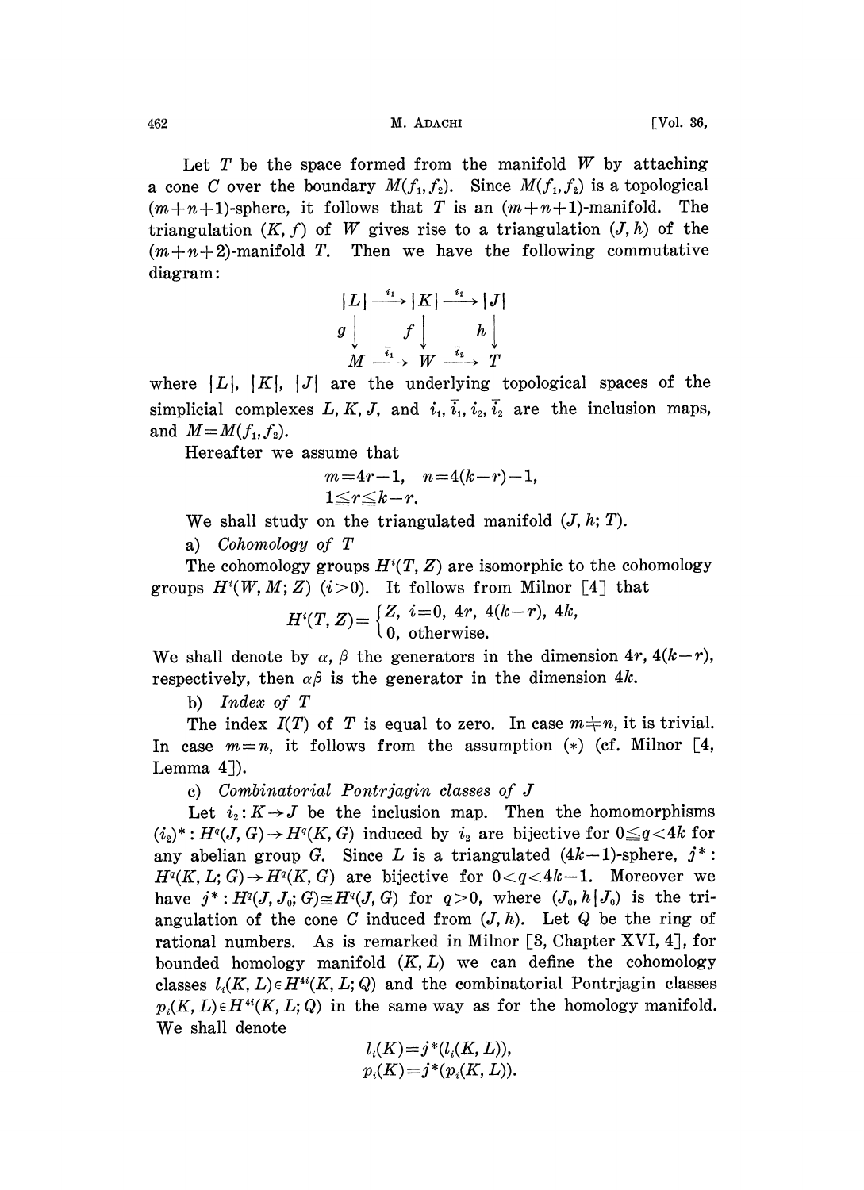Let $T$ be the space formed from the manifold $W$ by attaching a cone $C$ over the boundary $M(f_1, f_2)$. Since $M(f_1, f_2)$ is a topological $(m+n+1)$-sphere, it follows that $T$ is an $(m+n+1)$-manifold. The triangulation $(K, f)$ of $W$ gives rise to a triangulation $(J, h)$ of the $(m+n+2)$-manifold $T$. Then we have the following commutative diagram:

$$\begin{array}{ccccc} |L| & \xrightarrow{i_1} & |K| & \xrightarrow{i_2} & |J| \\ g \downarrow & & f \downarrow & & h \downarrow \\ M & \xrightarrow{\bar{i}_1} & W & \xrightarrow{\bar{i}_2} & T \end{array}$$

where $|L|$, $|K|$, $|J|$ are the underlying topological spaces of the simplicial complexes $L, K, J$, and $i_1, \bar{i}_1, i_2, \bar{i}_2$ are the inclusion maps, and $M = M(f_1, f_2)$.

Hereafter we assume that

$$m = 4r-1, \quad n = 4(k-r)-1,$$
$$1 \leqq r \leqq k-r.$$

We shall study on the triangulated manifold $(J, h; T)$.

a) *Cohomology of T*

The cohomology groups $H^i(T, Z)$ are isomorphic to the cohomology groups $H^i(W, M; Z)$ $(i>0)$. It follows from Milnor [4] that

$$H^i(T, Z) = \begin{cases} Z, & i=0,\ 4r,\ 4(k-r),\ 4k, \\ 0, & \text{otherwise.} \end{cases}$$

We shall denote by $\alpha$, $\beta$ the generators in the dimension $4r$, $4(k-r)$, respectively, then $\alpha\beta$ is the generator in the dimension $4k$.

b) *Index of T*

The index $I(T)$ of $T$ is equal to zero. In case $m \neq n$, it is trivial. In case $m = n$, it follows from the assumption (*) (cf. Milnor [4, Lemma 4]).

c) *Combinatorial Pontrjagin classes of J*

Let $i_2 : K \to J$ be the inclusion map. Then the homomorphisms $(i_2)^* : H^q(J, G) \to H^q(K, G)$ induced by $i_2$ are bijective for $0 \leqq q < 4k$ for any abelian group $G$. Since $L$ is a triangulated $(4k-1)$-sphere, $j^* : H^q(K, L; G) \to H^q(K, G)$ are bijective for $0 < q < 4k-1$. Moreover we have $j^* : H^q(J, J_0; G) \cong H^q(J, G)$ for $q > 0$, where $(J_0, h|J_0)$ is the triangulation of the cone $C$ induced from $(J, h)$. Let $Q$ be the ring of rational numbers. As is remarked in Milnor [3, Chapter XVI, 4], for bounded homology manifold $(K, L)$ we can define the cohomology classes $l_i(K, L) \in H^{4i}(K, L; Q)$ and the combinatorial Pontrjagin classes $p_i(K, L) \in H^{4i}(K, L; Q)$ in the same way as for the homology manifold. We shall denote

$$l_i(K) = j^*(l_i(K, L)),$$
$$p_i(K) = j^*(p_i(K, L)).$$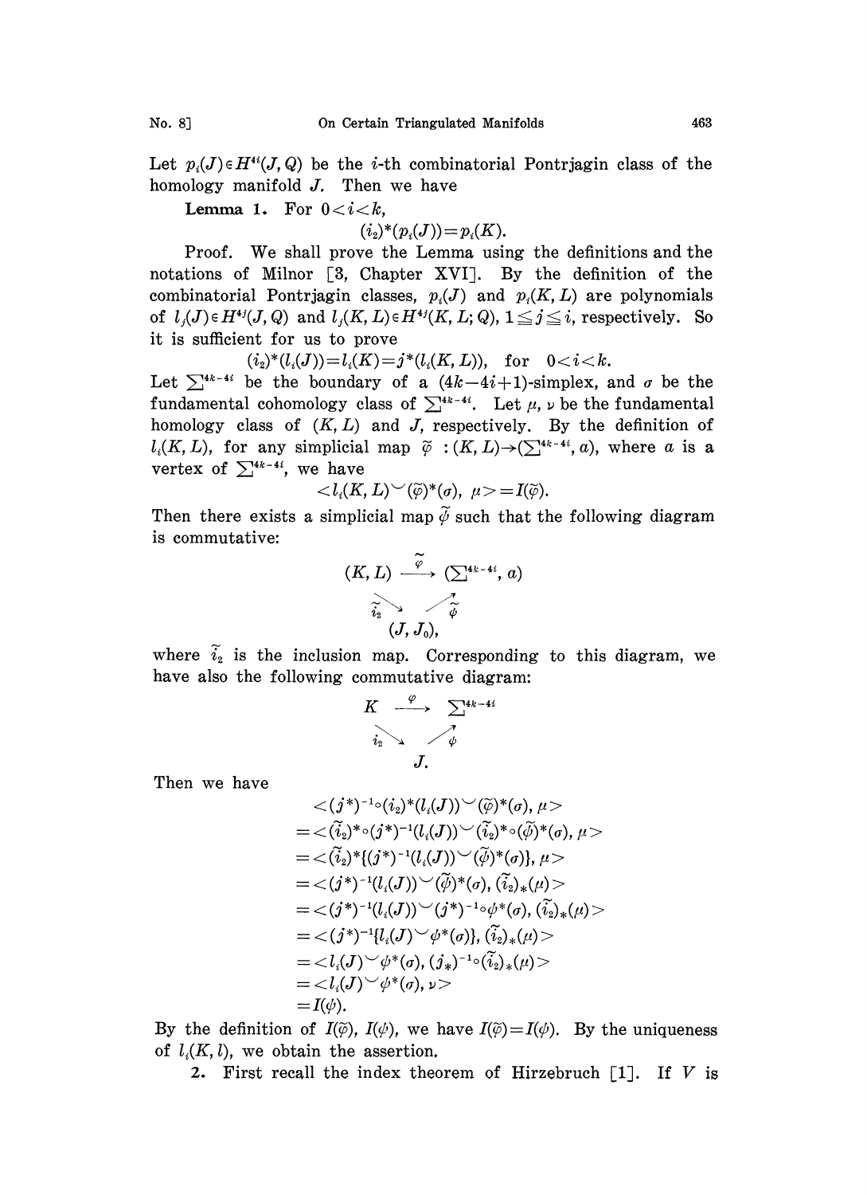Let $p_i(J) \in H^{4i}(J, Q)$ be the $i$-th combinatorial Pontrjagin class of the homology manifold $J$. Then we have

**Lemma 1.** For $0<i<k$,

$$(i_2)^*(p_i(J))=p_i(K).$$

Proof. We shall prove the Lemma using the definitions and the notations of Milnor [3, Chapter XVI]. By the definition of the combinatorial Pontrjagin classes, $p_i(J)$ and $p_i(K, L)$ are polynomials of $l_j(J) \in H^{4j}(J, Q)$ and $l_j(K, L) \in H^{4j}(K, L; Q)$, $1 \leq j \leq i$, respectively. So it is sufficient for us to prove

$$(i_2)^*(l_i(J))=l_i(K)=j^*(l_i(K, L)), \quad \text{for} \quad 0<i<k.$$

Let $\sum^{4k-4i}$ be the boundary of a $(4k-4i+1)$-simplex, and $\sigma$ be the fundamental cohomology class of $\sum^{4k-4i}$. Let $\mu$, $\nu$ be the fundamental homology class of $(K, L)$ and $J$, respectively. By the definition of $l_i(K, L)$, for any simplicial map $\tilde{\varphi}: (K, L) \to (\sum^{4k-4i}, a)$, where $a$ is a vertex of $\sum^{4k-4i}$, we have

$$<l_i(K, L) \smile (\tilde{\varphi})^*(\sigma), \ \mu> = I(\tilde{\varphi}).$$

Then there exists a simplicial map $\tilde{\psi}$ such that the following diagram is commutative:

$$\begin{array}{ccc} (K, L) & \xrightarrow{\tilde{\varphi}} & (\sum^{4k-4i}, a) \\ & {\scriptstyle \tilde{i}_2} \searrow \quad \nearrow {\scriptstyle \tilde{\psi}} & \\ & (J, J_0), & \end{array}$$

where $\tilde{i}_2$ is the inclusion map. Corresponding to this diagram, we have also the following commutative diagram:

$$\begin{array}{ccc} K & \xrightarrow{\varphi} & \sum^{4k-4i} \\ & {\scriptstyle i_2} \searrow \quad \nearrow {\scriptstyle \psi} & \\ & J. & \end{array}$$

Then we have

$$\begin{aligned}
&<(j^*)^{-1} \circ (i_2)^*(l_i(J)) \smile (\tilde{\varphi})^*(\sigma), \mu> \\
&= <(\tilde{i}_2)^* \circ (j^*)^{-1}(l_i(J)) \smile (\tilde{i}_2)^* \circ (\tilde{\psi})^*(\sigma), \mu> \\
&= <(\tilde{i}_2)^*\{(j^*)^{-1}(l_i(J)) \smile (\tilde{\psi})^*(\sigma)\}, \mu> \\
&= <(j^*)^{-1}(l_i(J)) \smile (\tilde{\psi})^*(\sigma), (\tilde{i}_2)_*(\mu)> \\
&= <(j^*)^{-1}(l_i(J)) \smile (j^*)^{-1} \circ \psi^*(\sigma), (\tilde{i}_2)_*(\mu)> \\
&= <(j^*)^{-1}\{l_i(J) \smile \psi^*(\sigma)\}, (\tilde{i}_2)_*(\mu)> \\
&= <l_i(J) \smile \psi^*(\sigma), (j_*)^{-1} \circ (\tilde{i}_2)_*(\mu)> \\
&= <l_i(J) \smile \psi^*(\sigma), \nu> \\
&= I(\psi).
\end{aligned}$$

By the definition of $I(\tilde{\varphi})$, $I(\psi)$, we have $I(\tilde{\varphi}) = I(\psi)$. By the uniqueness of $l_i(K, l)$, we obtain the assertion.

**2.** First recall the index theorem of Hirzebruch [1]. If $V$ is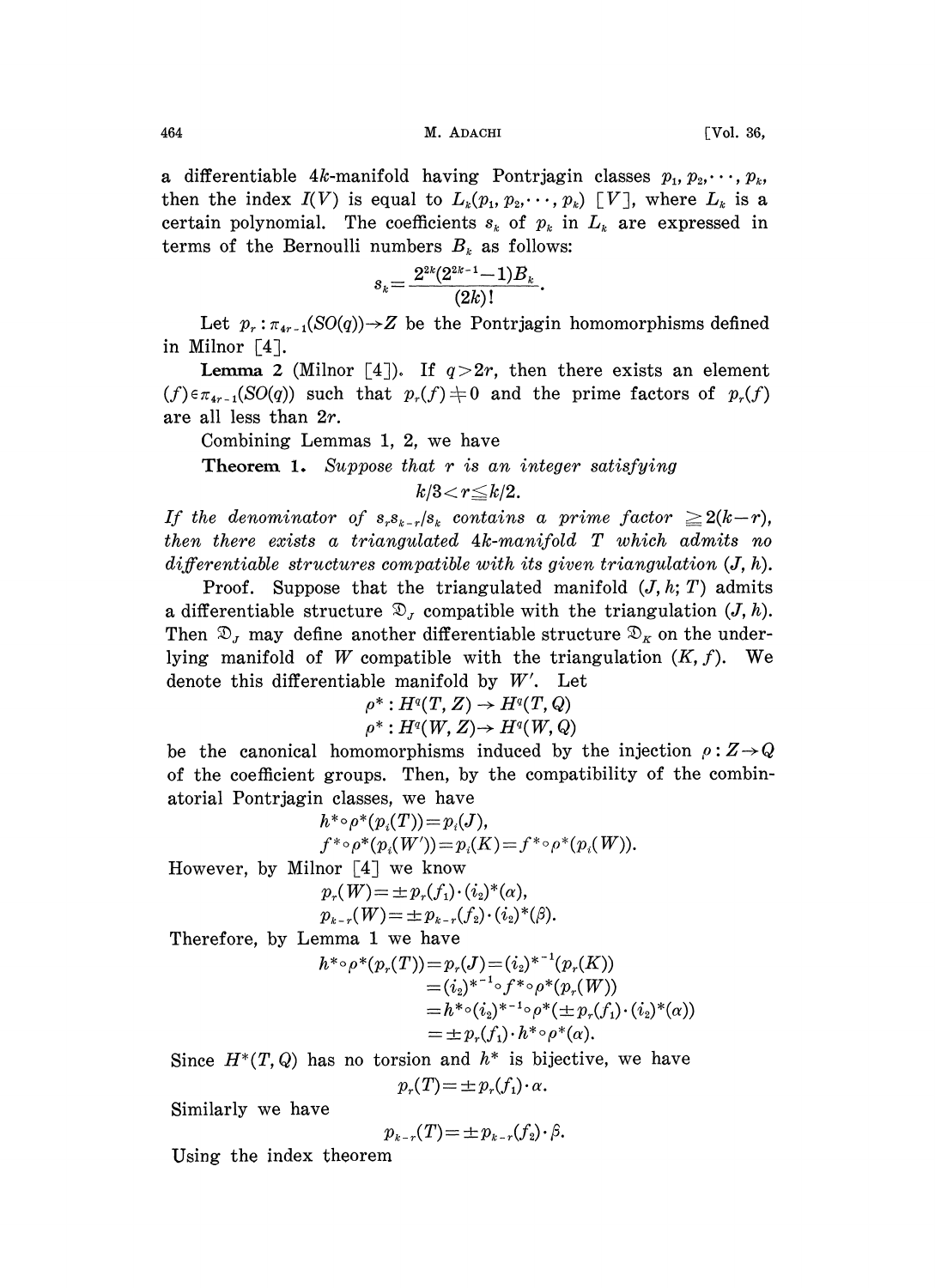a differentiable $4k$-manifold having Pontrjagin classes $p_1, p_2, \cdots, p_k$, then the index $I(V)$ is equal to $L_k(p_1, p_2, \cdots, p_k)\ [V]$, where $L_k$ is a certain polynomial. The coefficients $s_k$ of $p_k$ in $L_k$ are expressed in terms of the Bernoulli numbers $B_k$ as follows:

$$s_k = \frac{2^{2k}(2^{2k-1}-1)B_k}{(2k)!}.$$

Let $p_r : \pi_{4r-1}(SO(q)) \to Z$ be the Pontrjagin homomorphisms defined in Milnor [4].

**Lemma 2** (Milnor [4]). If $q > 2r$, then there exists an element $(f) \in \pi_{4r-1}(SO(q))$ such that $p_r(f) \neq 0$ and the prime factors of $p_r(f)$ are all less than $2r$.

Combining Lemmas 1, 2, we have

**Theorem 1.** *Suppose that $r$ is an integer satisfying*

$$k/3 < r \leqq k/2.$$

*If the denominator of $s_r s_{k-r}/s_k$ contains a prime factor $\geqq 2(k-r)$, then there exists a triangulated $4k$-manifold $T$ which admits no differentiable structures compatible with its given triangulation $(J, h)$.*

Proof. Suppose that the triangulated manifold $(J, h; T)$ admits a differentiable structure $\mathfrak{D}_J$ compatible with the triangulation $(J, h)$. Then $\mathfrak{D}_J$ may define another differentiable structure $\mathfrak{D}_K$ on the underlying manifold of $W$ compatible with the triangulation $(K, f)$. We denote this differentiable manifold by $W'$. Let

$$\rho^* : H^q(T, Z) \to H^q(T, Q)$$
$$\rho^* : H^q(W, Z) \to H^q(W, Q)$$

be the canonical homomorphisms induced by the injection $\rho : Z \to Q$ of the coefficient groups. Then, by the compatibility of the combinatorial Pontrjagin classes, we have

$$h^* \circ \rho^*(p_i(T)) = p_i(J),$$
$$f^* \circ \rho^*(p_i(W')) = p_i(K) = f^* \circ \rho^*(p_i(W)).$$

However, by Milnor [4] we know

$$p_r(W) = \pm p_r(f_1) \cdot (i_2)^*(\alpha),$$
$$p_{k-r}(W) = \pm p_{k-r}(f_2) \cdot (i_2)^*(\beta).$$

Therefore, by Lemma 1 we have

$$\begin{aligned} h^* \circ \rho^*(p_r(T)) = p_r(J) &= (i_2)^{*^{-1}}(p_r(K)) \\ &= (i_2)^{*^{-1}} \circ f^* \circ \rho^*(p_r(W)) \\ &= h^* \circ (i_2)^{*^{-1}} \circ \rho^*(\pm p_r(f_1) \cdot (i_2)^*(\alpha)) \\ &= \pm p_r(f_1) \cdot h^* \circ \rho^*(\alpha). \end{aligned}$$

Since $H^*(T, Q)$ has no torsion and $h^*$ is bijective, we have

$$p_r(T) = \pm p_r(f_1) \cdot \alpha.$$

Similarly we have

$$p_{k-r}(T) = \pm p_{k-r}(f_2) \cdot \beta.$$

Using the index theorem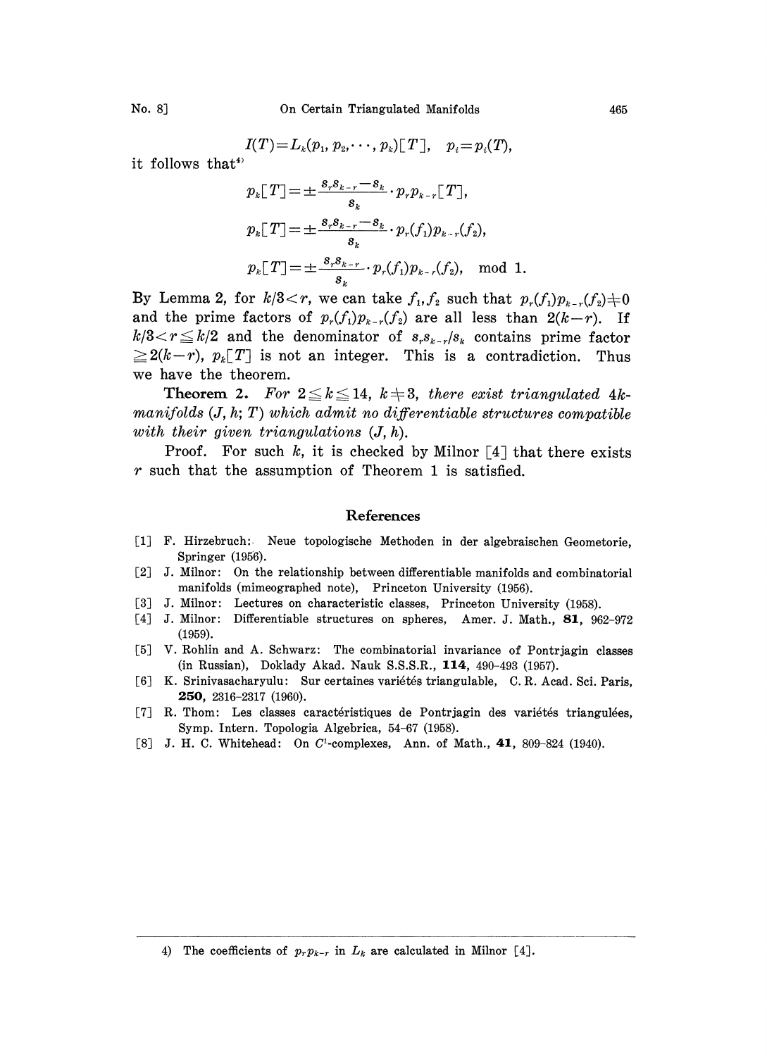$$I(T) = L_k(p_1, p_2, \cdots, p_k)[T], \quad p_i = p_i(T),$$

it follows that[4]

$$p_k[T] = \pm \frac{s_r s_{k-r} - s_k}{s_k} \cdot p_r p_{k-r}[T],$$

$$p_k[T] = \pm \frac{s_r s_{k-r} - s_k}{s_k} \cdot p_r(f_1) p_{k-r}(f_2),$$

$$p_k[T] = \pm \frac{s_r s_{k-r}}{s_k} \cdot p_r(f_1) p_{k-r}(f_2), \quad \text{mod } 1.$$

By Lemma 2, for $k/3 < r$, we can take $f_1, f_2$ such that $p_r(f_1)p_{k-r}(f_2) \neq 0$ and the prime factors of $p_r(f_1)p_{k-r}(f_2)$ are all less than $2(k-r)$. If $k/3 < r \leqq k/2$ and the denominator of $s_r s_{k-r}/s_k$ contains prime factor $\geqq 2(k-r)$, $p_k[T]$ is not an integer. This is a contradiction. Thus we have the theorem.

**Theorem 2.** *For $2 \leqq k \leqq 14$, $k \neq 3$, there exist triangulated $4k$-manifolds $(J, h; T)$ which admit no differentiable structures compatible with their given triangulations $(J, h)$.*

Proof. For such $k$, it is checked by Milnor [4] that there exists $r$ such that the assumption of Theorem 1 is satisfied.

## References

[1] F. Hirzebruch: Neue topologische Methoden in der algebraischen Geometorie, Springer (1956).

[2] J. Milnor: On the relationship between differentiable manifolds and combinatorial manifolds (mimeographed note), Princeton University (1956).

[3] J. Milnor: Lectures on characteristic classes, Princeton University (1958).

[4] J. Milnor: Differentiable structures on spheres, Amer. J. Math., **81**, 962–972 (1959).

[5] V. Rohlin and A. Schwarz: The combinatorial invariance of Pontrjagin classes (in Russian), Doklady Akad. Nauk S.S.S.R., **114**, 490–493 (1957).

[6] K. Srinivasacharyulu: Sur certaines variétés triangulable, C. R. Acad. Sci. Paris, **250**, 2316–2317 (1960).

[7] R. Thom: Les classes caractéristiques de Pontrjagin des variétés triangulées, Symp. Intern. Topologia Algebrica, 54–67 (1958).

[8] J. H. C. Whitehead: On $C^1$-complexes, Ann. of Math., **41**, 809–824 (1940).

---

4) The coefficients of $p_r p_{k-r}$ in $L_k$ are calculated in Milnor [4].